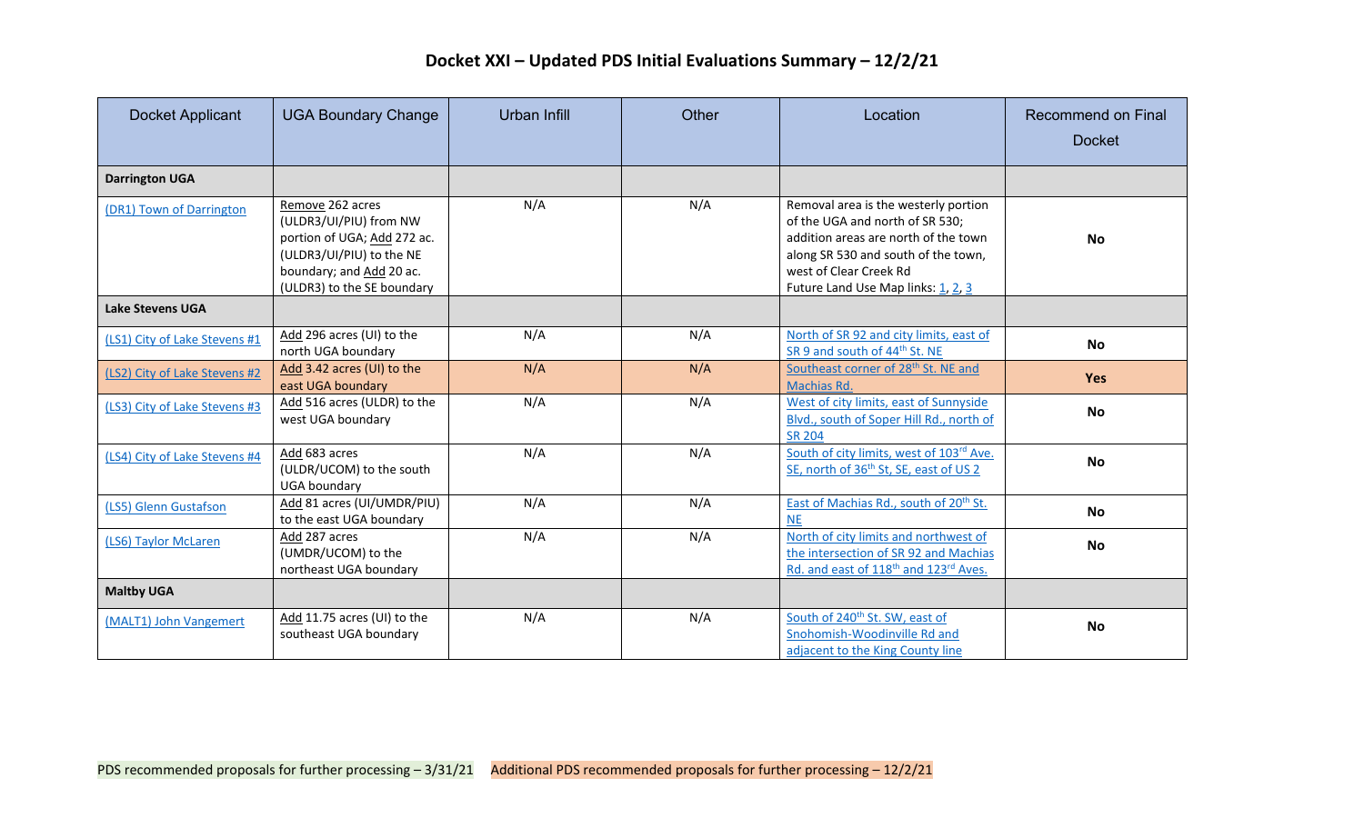# Docket XXI – Updated PDS Initial Evaluations Summary – 12/2/21

| Docket Applicant | UGA Boundary Change | Urban Infill | Other | Location | Recommend on Final Docket |
|---|---|---|---|---|---|
| **Darrington UGA** | | | | | |
| (DR1) Town of Darrington | Remove 262 acres (ULDR3/UI/PIU) from NW portion of UGA; Add 272 ac. (ULDR3/UI/PIU) to the NE boundary; and Add 20 ac. (ULDR3) to the SE boundary | N/A | N/A | Removal area is the westerly portion of the UGA and north of SR 530; addition areas are north of the town along SR 530 and south of the town, west of Clear Creek Rd<br>Future Land Use Map links: 1, 2, 3 | **No** |
| **Lake Stevens UGA** | | | | | |
| (LS1) City of Lake Stevens #1 | Add 296 acres (UI) to the north UGA boundary | N/A | N/A | North of SR 92 and city limits, east of SR 9 and south of 44th St. NE | **No** |
| (LS2) City of Lake Stevens #2 | Add 3.42 acres (UI) to the east UGA boundary | N/A | N/A | Southeast corner of 28th St. NE and Machias Rd. | **Yes** |
| (LS3) City of Lake Stevens #3 | Add 516 acres (ULDR) to the west UGA boundary | N/A | N/A | West of city limits, east of Sunnyside Blvd., south of Soper Hill Rd., north of SR 204 | **No** |
| (LS4) City of Lake Stevens #4 | Add 683 acres (ULDR/UCOM) to the south UGA boundary | N/A | N/A | South of city limits, west of 103rd Ave. SE, north of 36th St, SE, east of US 2 | **No** |
| (LS5) Glenn Gustafson | Add 81 acres (UI/UMDR/PIU) to the east UGA boundary | N/A | N/A | East of Machias Rd., south of 20th St. NE | **No** |
| (LS6) Taylor McLaren | Add 287 acres (UMDR/UCOM) to the northeast UGA boundary | N/A | N/A | North of city limits and northwest of the intersection of SR 92 and Machias Rd. and east of 118th and 123rd Aves. | **No** |
| **Maltby UGA** | | | | | |
| (MALT1) John Vangemert | Add 11.75 acres (UI) to the southeast UGA boundary | N/A | N/A | South of 240th St. SW, east of Snohomish-Woodinville Rd and adjacent to the King County line | **No** |

PDS recommended proposals for further processing – 3/31/21

Additional PDS recommended proposals for further processing – 12/2/21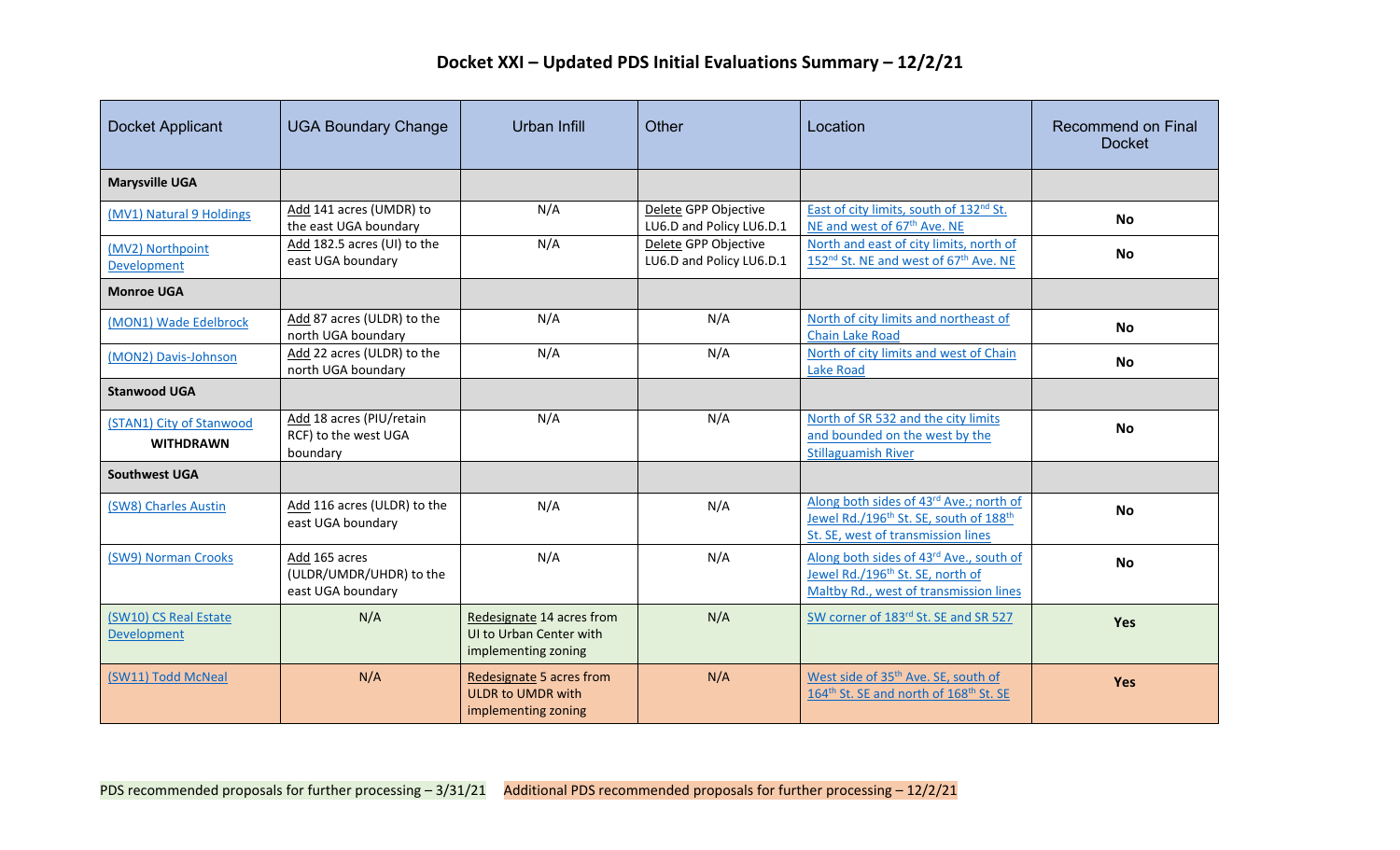# Docket XXI – Updated PDS Initial Evaluations Summary – 12/2/21

| Docket Applicant | UGA Boundary Change | Urban Infill | Other | Location | Recommend on Final Docket |
|---|---|---|---|---|---|
| **Marysville UGA** | | | | | |
| (MV1) Natural 9 Holdings | Add 141 acres (UMDR) to the east UGA boundary | N/A | Delete GPP Objective LU6.D and Policy LU6.D.1 | East of city limits, south of 132nd St. NE and west of 67th Ave. NE | **No** |
| (MV2) Northpoint Development | Add 182.5 acres (UI) to the east UGA boundary | N/A | Delete GPP Objective LU6.D and Policy LU6.D.1 | North and east of city limits, north of 152nd St. NE and west of 67th Ave. NE | **No** |
| **Monroe UGA** | | | | | |
| (MON1) Wade Edelbrock | Add 87 acres (ULDR) to the north UGA boundary | N/A | N/A | North of city limits and northeast of Chain Lake Road | **No** |
| (MON2) Davis-Johnson | Add 22 acres (ULDR) to the north UGA boundary | N/A | N/A | North of city limits and west of Chain Lake Road | **No** |
| **Stanwood UGA** | | | | | |
| (STAN1) City of Stanwood **WITHDRAWN** | Add 18 acres (PIU/retain RCF) to the west UGA boundary | N/A | N/A | North of SR 532 and the city limits and bounded on the west by the Stillaguamish River | **No** |
| **Southwest UGA** | | | | | |
| (SW8) Charles Austin | Add 116 acres (ULDR) to the east UGA boundary | N/A | N/A | Along both sides of 43rd Ave.; north of Jewel Rd./196th St. SE, south of 188th St. SE, west of transmission lines | **No** |
| (SW9) Norman Crooks | Add 165 acres (ULDR/UMDR/UHDR) to the east UGA boundary | N/A | N/A | Along both sides of 43rd Ave., south of Jewel Rd./196th St. SE, north of Maltby Rd., west of transmission lines | **No** |
| (SW10) CS Real Estate Development | N/A | Redesignate 14 acres from UI to Urban Center with implementing zoning | N/A | SW corner of 183rd St. SE and SR 527 | **Yes** |
| (SW11) Todd McNeal | N/A | Redesignate 5 acres from ULDR to UMDR with implementing zoning | N/A | West side of 35th Ave. SE, south of 164th St. SE and north of 168th St. SE | **Yes** |

PDS recommended proposals for further processing – 3/31/21

Additional PDS recommended proposals for further processing – 12/2/21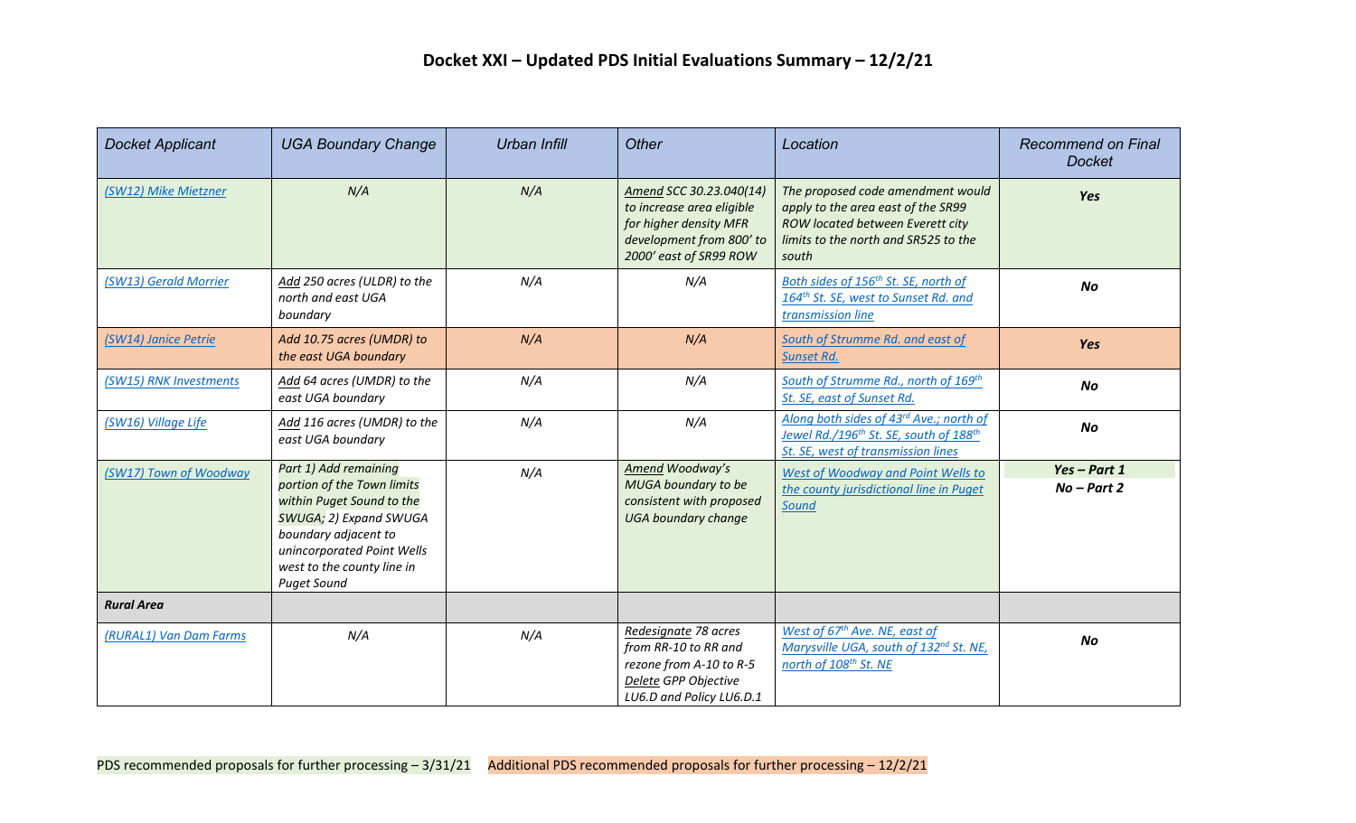# Docket XXI – Updated PDS Initial Evaluations Summary – 12/2/21

| *Docket Applicant* | *UGA Boundary Change* | *Urban Infill* | *Other* | *Location* | *Recommend on Final Docket* |
|---|---|---|---|---|---|
| *(SW12) Mike Mietzner* | *N/A* | *N/A* | *Amend SCC 30.23.040(14) to increase area eligible for higher density MFR development from 800' to 2000' east of SR99 ROW* | *The proposed code amendment would apply to the area east of the SR99 ROW located between Everett city limits to the north and SR525 to the south* | ***Yes*** |
| *(SW13) Gerald Morrier* | *Add 250 acres (ULDR) to the north and east UGA boundary* | *N/A* | *N/A* | *Both sides of 156th St. SE, north of 164th St. SE, west to Sunset Rd. and transmission line* | ***No*** |
| *(SW14) Janice Petrie* | *Add 10.75 acres (UMDR) to the east UGA boundary* | *N/A* | *N/A* | *South of Strumme Rd. and east of Sunset Rd.* | ***Yes*** |
| *(SW15) RNK Investments* | *Add 64 acres (UMDR) to the east UGA boundary* | *N/A* | *N/A* | *South of Strumme Rd., north of 169th St. SE, east of Sunset Rd.* | ***No*** |
| *(SW16) Village Life* | *Add 116 acres (UMDR) to the east UGA boundary* | *N/A* | *N/A* | *Along both sides of 43rd Ave.; north of Jewel Rd./196th St. SE, south of 188th St. SE, west of transmission lines* | ***No*** |
| *(SW17) Town of Woodway* | *Part 1) Add remaining portion of the Town limits within Puget Sound to the SWUGA; 2) Expand SWUGA boundary adjacent to unincorporated Point Wells west to the county line in Puget Sound* | *N/A* | *Amend Woodway's MUGA boundary to be consistent with proposed UGA boundary change* | *West of Woodway and Point Wells to the county jurisdictional line in Puget Sound* | ***Yes – Part 1*** ***No – Part 2*** |
| ***Rural Area*** | | | | | |
| *(RURAL1) Van Dam Farms* | *N/A* | *N/A* | *Redesignate 78 acres from RR-10 to RR and rezone from A-10 to R-5* *Delete GPP Objective LU6.D and Policy LU6.D.1* | *West of 67th Ave. NE, east of Marysville UGA, south of 132nd St. NE, north of 108th St. NE* | ***No*** |

PDS recommended proposals for further processing – 3/31/21    Additional PDS recommended proposals for further processing – 12/2/21